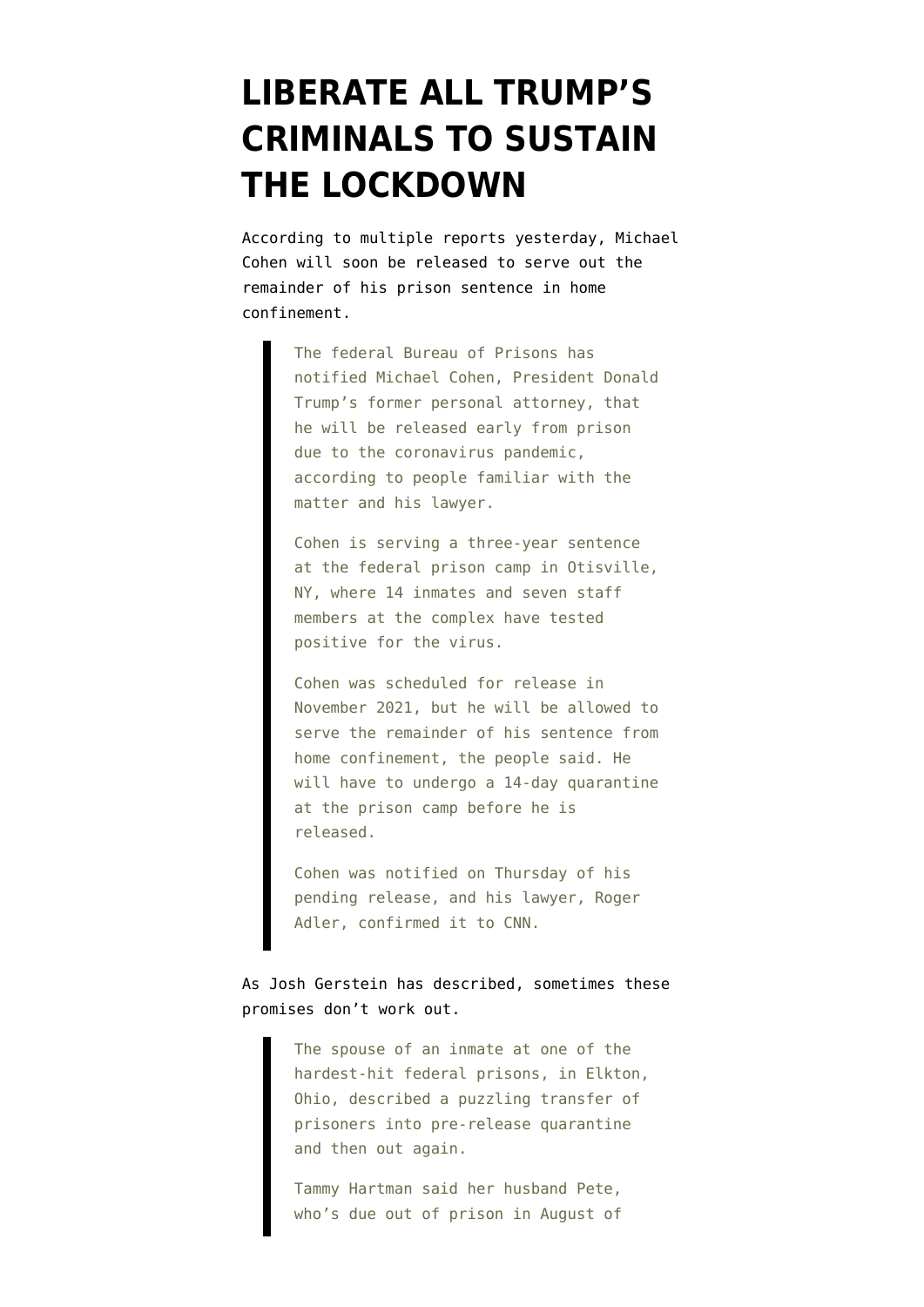# LIBERATE ALL TRUMP'S CRIMINALS TO SUSTAIN THE LOCKDOWN

According to multiple reports yesterday, Michael Cohen will soon be released to serve out the remainder of his prison sentence in home confinement.

> The federal Bureau of Prisons has notified Michael Cohen, President Donald Trump's former personal attorney, that he will be released early from prison due to the coronavirus pandemic, according to people familiar with the matter and his lawyer.
>
> Cohen is serving a three-year sentence at the federal prison camp in Otisville, NY, where 14 inmates and seven staff members at the complex have tested positive for the virus.
>
> Cohen was scheduled for release in November 2021, but he will be allowed to serve the remainder of his sentence from home confinement, the people said. He will have to undergo a 14-day quarantine at the prison camp before he is released.
>
> Cohen was notified on Thursday of his pending release, and his lawyer, Roger Adler, confirmed it to CNN.

As Josh Gerstein has described, sometimes these promises don't work out.

> The spouse of an inmate at one of the hardest-hit federal prisons, in Elkton, Ohio, described a puzzling transfer of prisoners into pre-release quarantine and then out again.
>
> Tammy Hartman said her husband Pete, who's due out of prison in August of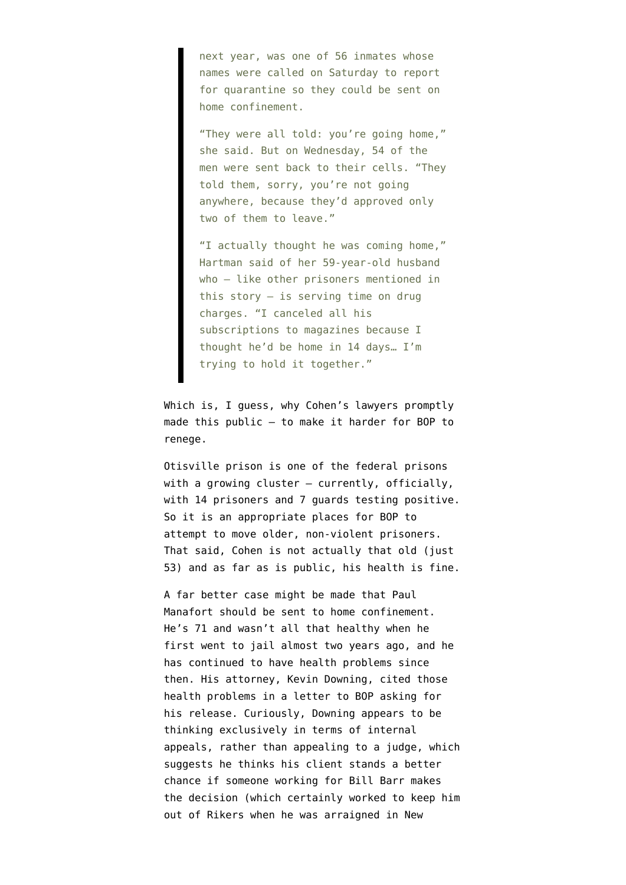> next year, was one of 56 inmates whose names were called on Saturday to report for quarantine so they could be sent on home confinement.
>
> "They were all told: you're going home," she said. But on Wednesday, 54 of the men were sent back to their cells. "They told them, sorry, you're not going anywhere, because they'd approved only two of them to leave."
>
> "I actually thought he was coming home," Hartman said of her 59-year-old husband who — like other prisoners mentioned in this story — is serving time on drug charges. "I canceled all his subscriptions to magazines because I thought he'd be home in 14 days… I'm trying to hold it together."

Which is, I guess, why Cohen's lawyers promptly made this public — to make it harder for BOP to renege.

Otisville prison is one of the federal prisons with a growing cluster — currently, officially, with 14 prisoners and 7 guards testing positive. So it is an appropriate places for BOP to attempt to move older, non-violent prisoners. That said, Cohen is not actually that old (just 53) and as far as is public, his health is fine.

A far better case might be made that Paul Manafort should be sent to home confinement. He's 71 and wasn't all that healthy when he first went to jail almost two years ago, and he has continued to have health problems since then. His attorney, Kevin Downing, cited those health problems in a letter to BOP asking for his release. Curiously, Downing appears to be thinking exclusively in terms of internal appeals, rather than appealing to a judge, which suggests he thinks his client stands a better chance if someone working for Bill Barr makes the decision (which certainly worked to keep him out of Rikers when he was arraigned in New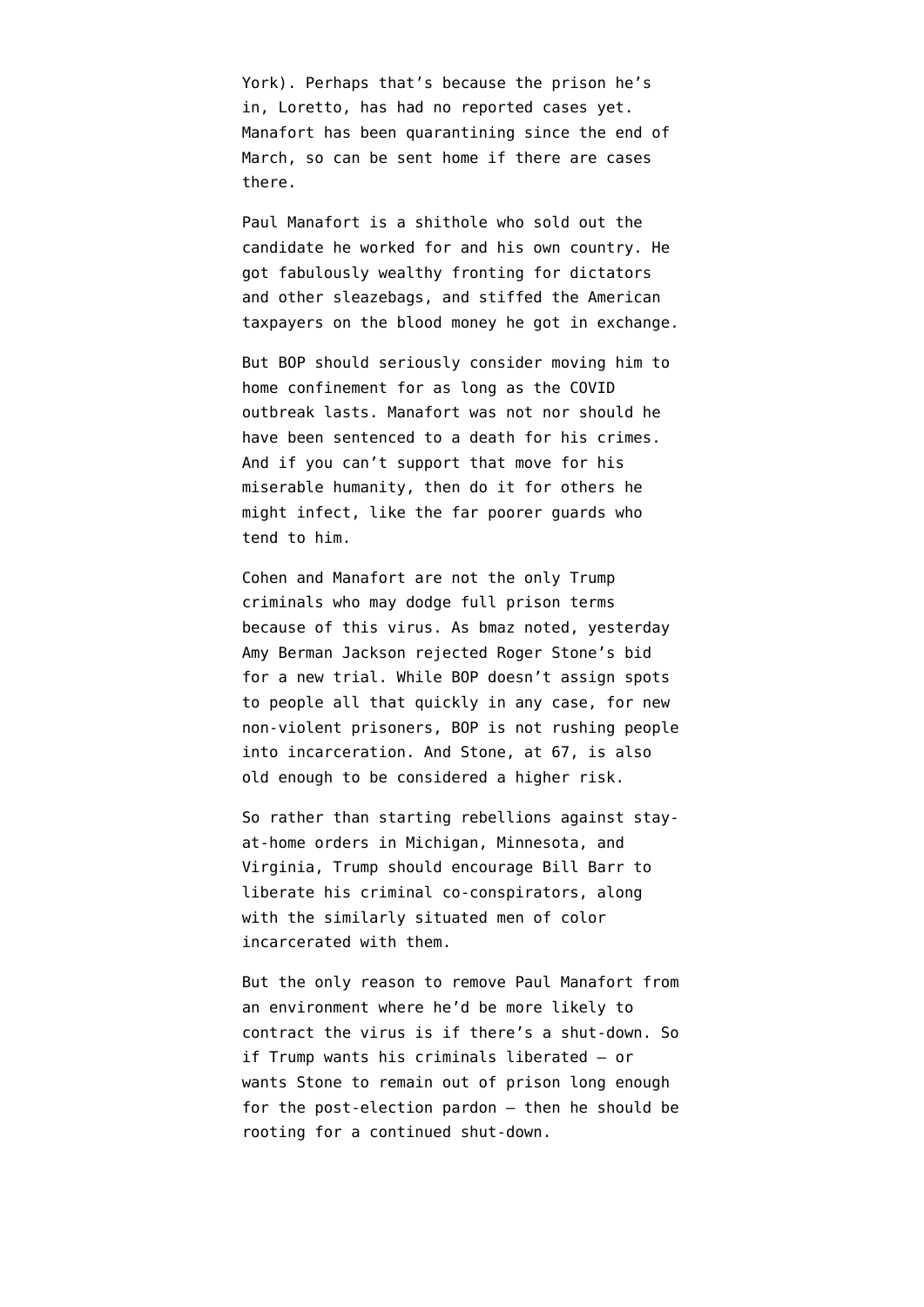York). Perhaps that's because the prison he's in, Loretto, has had no reported cases yet. Manafort has been quarantining since the end of March, so can be sent home if there are cases there.

Paul Manafort is a shithole who sold out the candidate he worked for and his own country. He got fabulously wealthy fronting for dictators and other sleazebags, and stiffed the American taxpayers on the blood money he got in exchange.

But BOP should seriously consider moving him to home confinement for as long as the COVID outbreak lasts. Manafort was not nor should he have been sentenced to a death for his crimes. And if you can't support that move for his miserable humanity, then do it for others he might infect, like the far poorer guards who tend to him.

Cohen and Manafort are not the only Trump criminals who may dodge full prison terms because of this virus. As bmaz noted, yesterday Amy Berman Jackson rejected Roger Stone's bid for a new trial. While BOP doesn't assign spots to people all that quickly in any case, for new non-violent prisoners, BOP is not rushing people into incarceration. And Stone, at 67, is also old enough to be considered a higher risk.

So rather than starting rebellions against stay-at-home orders in Michigan, Minnesota, and Virginia, Trump should encourage Bill Barr to liberate his criminal co-conspirators, along with the similarly situated men of color incarcerated with them.

But the only reason to remove Paul Manafort from an environment where he'd be more likely to contract the virus is if there's a shut-down. So if Trump wants his criminals liberated — or wants Stone to remain out of prison long enough for the post-election pardon — then he should be rooting for a continued shut-down.